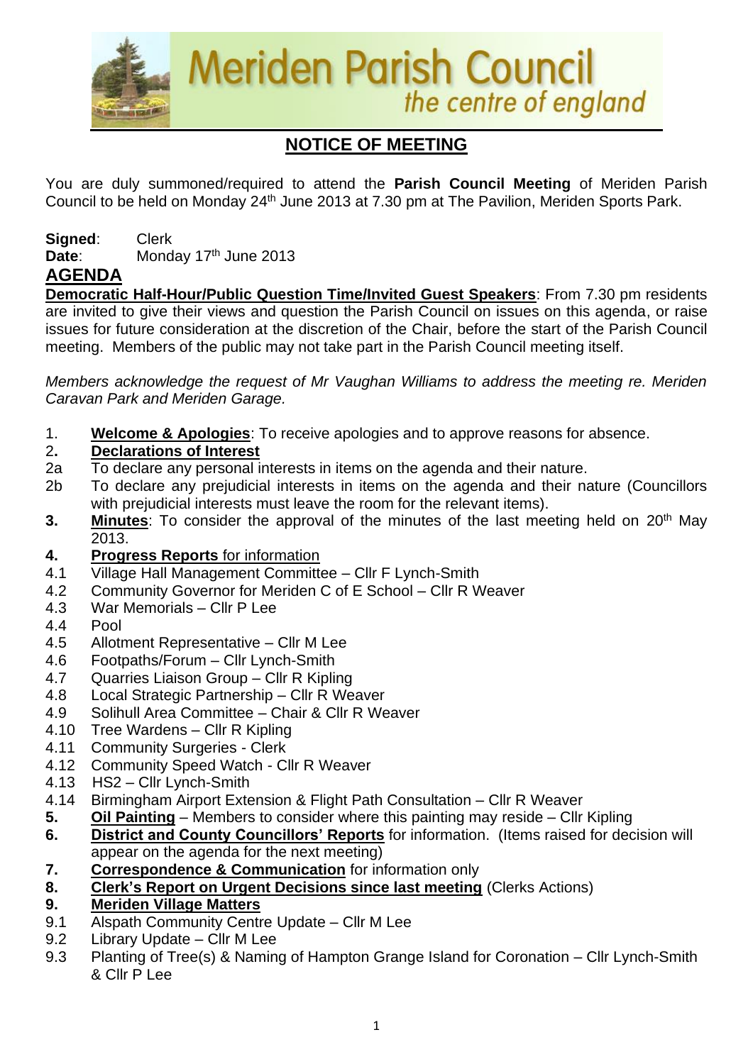# Meriden Parish Council

*the centre of england*

## NOTICE OF MEETING

You are duly summoned/required to attend the **Parish Council Meeting** of Meriden Parish Council to be held on Monday 24th June 2013 at 7.30 pm at The Pavilion, Meriden Sports Park.

**Signed**: Clerk
**Date**: Monday 17th June 2013

## AGENDA

**Democratic Half-Hour/Public Question Time/Invited Guest Speakers**: From 7.30 pm residents are invited to give their views and question the Parish Council on issues on this agenda, or raise issues for future consideration at the discretion of the Chair, before the start of the Parish Council meeting. Members of the public may not take part in the Parish Council meeting itself.

*Members acknowledge the request of Mr Vaughan Williams to address the meeting re. Meriden Caravan Park and Meriden Garage.*

1. **Welcome & Apologies**: To receive apologies and to approve reasons for absence.
2. **Declarations of Interest**
2a To declare any personal interests in items on the agenda and their nature.
2b To declare any prejudicial interests in items on the agenda and their nature (Councillors with prejudicial interests must leave the room for the relevant items).
3. **Minutes**: To consider the approval of the minutes of the last meeting held on 20th May 2013.
4. **Progress Reports** for information
4.1 Village Hall Management Committee – Cllr F Lynch-Smith
4.2 Community Governor for Meriden C of E School – Cllr R Weaver
4.3 War Memorials – Cllr P Lee
4.4 Pool
4.5 Allotment Representative – Cllr M Lee
4.6 Footpaths/Forum – Cllr Lynch-Smith
4.7 Quarries Liaison Group – Cllr R Kipling
4.8 Local Strategic Partnership – Cllr R Weaver
4.9 Solihull Area Committee – Chair & Cllr R Weaver
4.10 Tree Wardens – Cllr R Kipling
4.11 Community Surgeries - Clerk
4.12 Community Speed Watch - Cllr R Weaver
4.13 HS2 – Cllr Lynch-Smith
4.14 Birmingham Airport Extension & Flight Path Consultation – Cllr R Weaver
5. **Oil Painting** – Members to consider where this painting may reside – Cllr Kipling
6. **District and County Councillors' Reports** for information. (Items raised for decision will appear on the agenda for the next meeting)
7. **Correspondence & Communication** for information only
8. **Clerk's Report on Urgent Decisions since last meeting** (Clerks Actions)
9. **Meriden Village Matters**
9.1 Alspath Community Centre Update – Cllr M Lee
9.2 Library Update – Cllr M Lee
9.3 Planting of Tree(s) & Naming of Hampton Grange Island for Coronation – Cllr Lynch-Smith & Cllr P Lee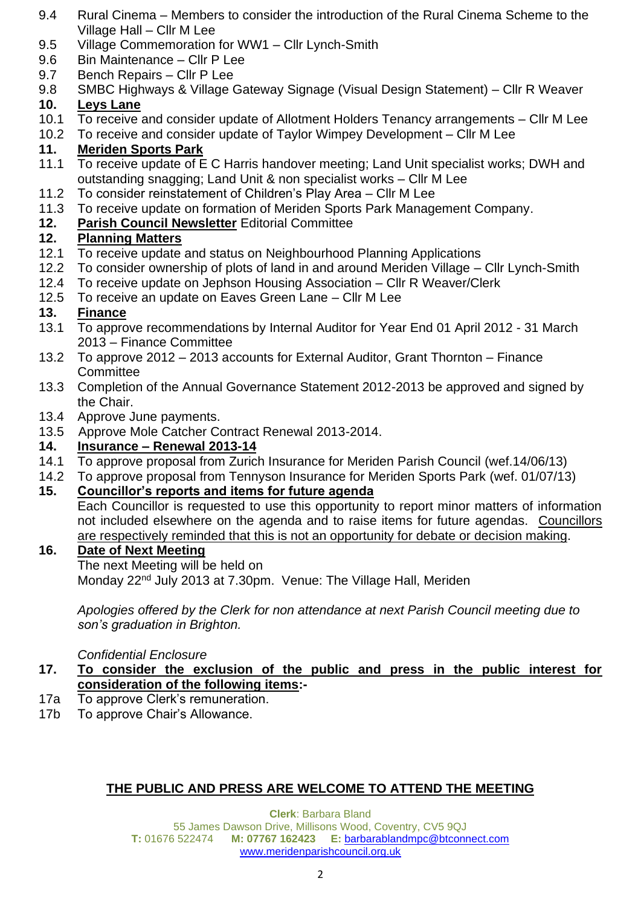9.4 Rural Cinema – Members to consider the introduction of the Rural Cinema Scheme to the Village Hall – Cllr M Lee
9.5 Village Commemoration for WW1 – Cllr Lynch-Smith
9.6 Bin Maintenance – Cllr P Lee
9.7 Bench Repairs – Cllr P Lee
9.8 SMBC Highways & Village Gateway Signage (Visual Design Statement) – Cllr R Weaver

**10. Leys Lane**

10.1 To receive and consider update of Allotment Holders Tenancy arrangements – Cllr M Lee
10.2 To receive and consider update of Taylor Wimpey Development – Cllr M Lee

**11. Meriden Sports Park**

11.1 To receive update of E C Harris handover meeting; Land Unit specialist works; DWH and outstanding snagging; Land Unit & non specialist works – Cllr M Lee
11.2 To consider reinstatement of Children's Play Area – Cllr M Lee
11.3 To receive update on formation of Meriden Sports Park Management Company.

**12. Parish Council Newsletter** Editorial Committee

**12. Planning Matters**

12.1 To receive update and status on Neighbourhood Planning Applications
12.2 To consider ownership of plots of land in and around Meriden Village – Cllr Lynch-Smith
12.4 To receive update on Jephson Housing Association – Cllr R Weaver/Clerk
12.5 To receive an update on Eaves Green Lane – Cllr M Lee

**13. Finance**

13.1 To approve recommendations by Internal Auditor for Year End 01 April 2012 - 31 March 2013 – Finance Committee
13.2 To approve 2012 – 2013 accounts for External Auditor, Grant Thornton – Finance Committee
13.3 Completion of the Annual Governance Statement 2012-2013 be approved and signed by the Chair.
13.4 Approve June payments.
13.5 Approve Mole Catcher Contract Renewal 2013-2014.

**14. Insurance – Renewal 2013-14**

14.1 To approve proposal from Zurich Insurance for Meriden Parish Council (wef.14/06/13)
14.2 To approve proposal from Tennyson Insurance for Meriden Sports Park (wef. 01/07/13)

**15. Councillor's reports and items for future agenda**

Each Councillor is requested to use this opportunity to report minor matters of information not included elsewhere on the agenda and to raise items for future agendas. Councillors are respectively reminded that this is not an opportunity for debate or decision making.

**16. Date of Next Meeting**

The next Meeting will be held on
Monday 22nd July 2013 at 7.30pm. Venue: The Village Hall, Meriden

*Apologies offered by the Clerk for non attendance at next Parish Council meeting due to son's graduation in Brighton.*

*Confidential Enclosure*

**17. To consider the exclusion of the public and press in the public interest for consideration of the following items:-**

17a To approve Clerk's remuneration.
17b To approve Chair's Allowance.

**THE PUBLIC AND PRESS ARE WELCOME TO ATTEND THE MEETING**

**Clerk**: Barbara Bland
55 James Dawson Drive, Millisons Wood, Coventry, CV5 9QJ
**T:** 01676 522474 **M: 07767 162423** **E:** barbarablandmpc@btconnect.com
www.meridenparishcouncil.org.uk